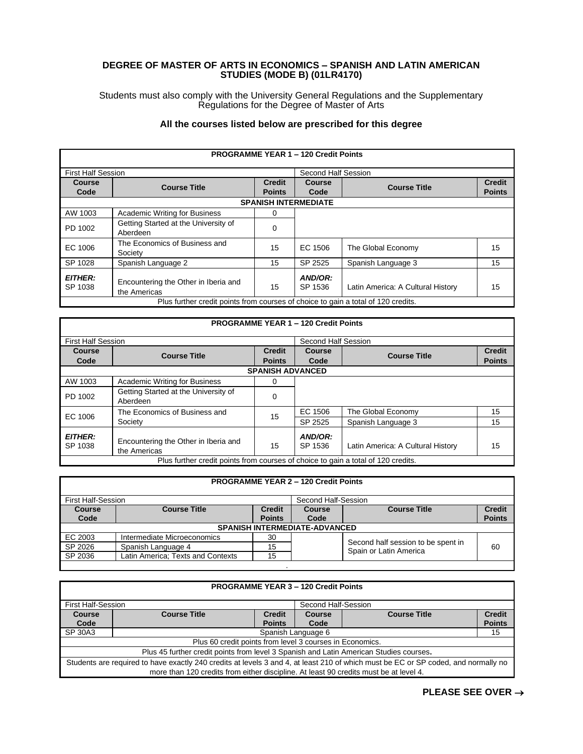# DEGREE OF MASTER OF ARTS IN ECONOMICS – SPANISH AND LATIN AMERICAN STUDIES (MODE B) (01LR4170)

Students must also comply with the University General Regulations and the Supplementary Regulations for the Degree of Master of Arts

**All the courses listed below are prescribed for this degree**

| **PROGRAMME YEAR 1 – 120 Credit Points** | | | | | |
|---|---|---|---|---|---|
| First Half Session | | | Second Half Session | | |
| **Course Code** | **Course Title** | **Credit Points** | **Course Code** | **Course Title** | **Credit Points** |
| **SPANISH INTERMEDIATE** | | | | | |
| AW 1003 | Academic Writing for Business | 0 | | | |
| PD 1002 | Getting Started at the University of Aberdeen | 0 | | | |
| EC 1006 | The Economics of Business and Society | 15 | EC 1506 | The Global Economy | 15 |
| SP 1028 | Spanish Language 2 | 15 | SP 2525 | Spanish Language 3 | 15 |
| ***EITHER:*** SP 1038 | Encountering the Other in Iberia and the Americas | 15 | ***AND/OR:*** SP 1536 | Latin America: A Cultural History | 15 |
| Plus further credit points from courses of choice to gain a total of 120 credits. | | | | | |

| **PROGRAMME YEAR 1 – 120 Credit Points** | | | | | |
|---|---|---|---|---|---|
| First Half Session | | | Second Half Session | | |
| **Course Code** | **Course Title** | **Credit Points** | **Course Code** | **Course Title** | **Credit Points** |
| **SPANISH ADVANCED** | | | | | |
| AW 1003 | Academic Writing for Business | 0 | | | |
| PD 1002 | Getting Started at the University of Aberdeen | 0 | | | |
| EC 1006 | The Economics of Business and Society | 15 | EC 1506 | The Global Economy | 15 |
| | | | SP 2525 | Spanish Language 3 | 15 |
| ***EITHER:*** SP 1038 | Encountering the Other in Iberia and the Americas | 15 | ***AND/OR:*** SP 1536 | Latin America: A Cultural History | 15 |
| Plus further credit points from courses of choice to gain a total of 120 credits. | | | | | |

| **PROGRAMME YEAR 2 – 120 Credit Points** | | | | | |
|---|---|---|---|---|---|
| First Half-Session | | | Second Half-Session | | |
| **Course Code** | **Course Title** | **Credit Points** | **Course Code** | **Course Title** | **Credit Points** |
| **SPANISH INTERMEDIATE-ADVANCED** | | | | | |
| EC 2003 | Intermediate Microeconomics | 30 | | Second half session to be spent in Spain or Latin America | 60 |
| SP 2026 | Spanish Language 4 | 15 | | | |
| SP 2036 | Latin America; Texts and Contexts | 15 | | | |

| **PROGRAMME YEAR 3 – 120 Credit Points** | | | | | |
|---|---|---|---|---|---|
| First Half-Session | | | Second Half-Session | | |
| **Course Code** | **Course Title** | **Credit Points** | **Course Code** | **Course Title** | **Credit Points** |
| SP 30A3 | Spanish Language 6 | | | | 15 |
| Plus 60 credit points from level 3 courses in Economics. | | | | | |
| Plus 45 further credit points from level 3 Spanish and Latin American Studies courses**.** | | | | | |
| Students are required to have exactly 240 credits at levels 3 and 4, at least 210 of which must be EC or SP coded, and normally no more than 120 credits from either discipline. At least 90 credits must be at level 4. | | | | | |

**PLEASE SEE OVER →**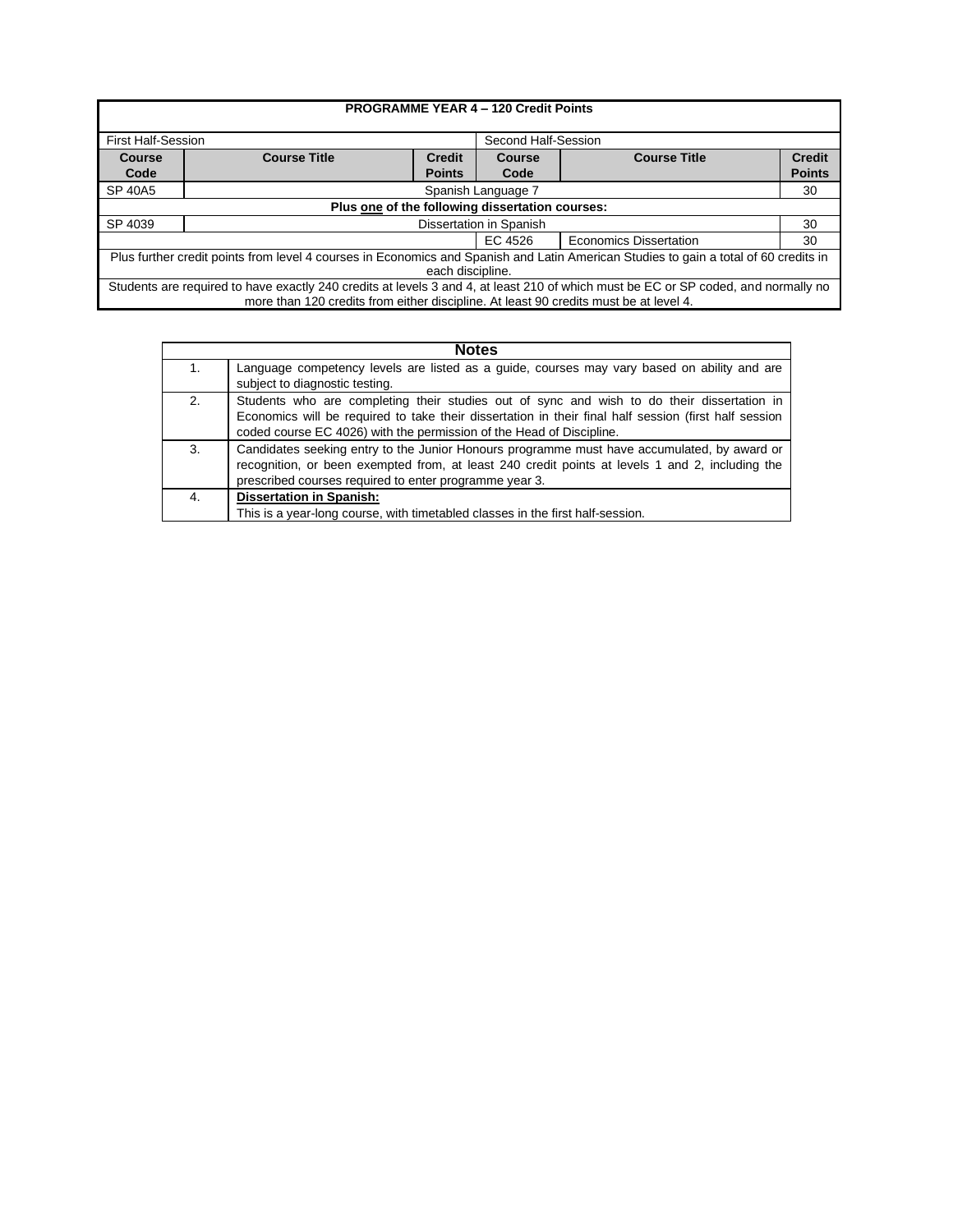| PROGRAMME YEAR 4 – 120 Credit Points | | | | | |
|---|---|---|---|---|---|
| First Half-Session | | | Second Half-Session | | |
| **Course Code** | **Course Title** | **Credit Points** | **Course Code** | **Course Title** | **Credit Points** |
| SP 40A5 | Spanish Language 7 | | | | 30 |
| **Plus one of the following dissertation courses:** | | | | | |
| SP 4039 | Dissertation in Spanish | | | | 30 |
| | | | EC 4526 | Economics Dissertation | 30 |
| Plus further credit points from level 4 courses in Economics and Spanish and Latin American Studies to gain a total of 60 credits in each discipline. | | | | | |
| Students are required to have exactly 240 credits at levels 3 and 4, at least 210 of which must be EC or SP coded, and normally no more than 120 credits from either discipline. At least 90 credits must be at level 4. | | | | | |

| Notes | |
|---|---|
| 1. | Language competency levels are listed as a guide, courses may vary based on ability and are subject to diagnostic testing. |
| 2. | Students who are completing their studies out of sync and wish to do their dissertation in Economics will be required to take their dissertation in their final half session (first half session coded course EC 4026) with the permission of the Head of Discipline. |
| 3. | Candidates seeking entry to the Junior Honours programme must have accumulated, by award or recognition, or been exempted from, at least 240 credit points at levels 1 and 2, including the prescribed courses required to enter programme year 3. |
| 4. | **Dissertation in Spanish:** This is a year-long course, with timetabled classes in the first half-session. |